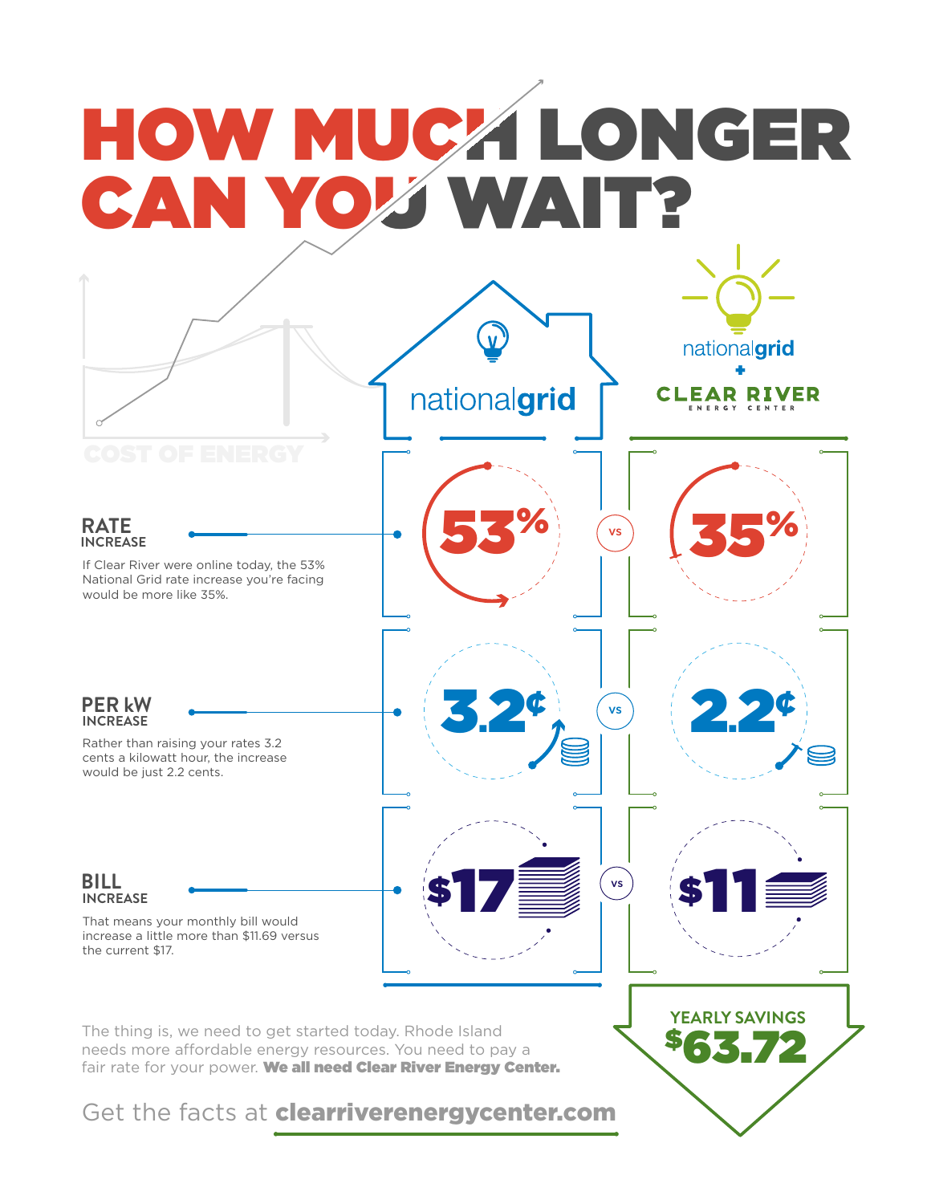# HOW MUCH LONGER CAN YOU WAIT?

COST OF ENERGY

| | nationalgrid | | nationalgrid + CLEAR RIVER ENERGY CENTER |
|---|---|---|---|
| **RATE INCREASE** | 53% | vs | 35% |
| **PER kW INCREASE** | 3.2¢ | vs | 2.2¢ |
| **BILL INCREASE** | $17 | vs | $11 |

**RATE**
INCREASE

If Clear River were online today, the 53% National Grid rate increase you're facing would be more like 35%.

**PER kW**
INCREASE

Rather than raising your rates 3.2 cents a kilowatt hour, the increase would be just 2.2 cents.

**BILL**
INCREASE

That means your monthly bill would increase a little more than $11.69 versus the current $17.

YEARLY SAVINGS
**$63.72**

The thing is, we need to get started today. Rhode Island needs more affordable energy resources. You need to pay a fair rate for your power. **We all need Clear River Energy Center.**

Get the facts at **clearriverenergycenter.com**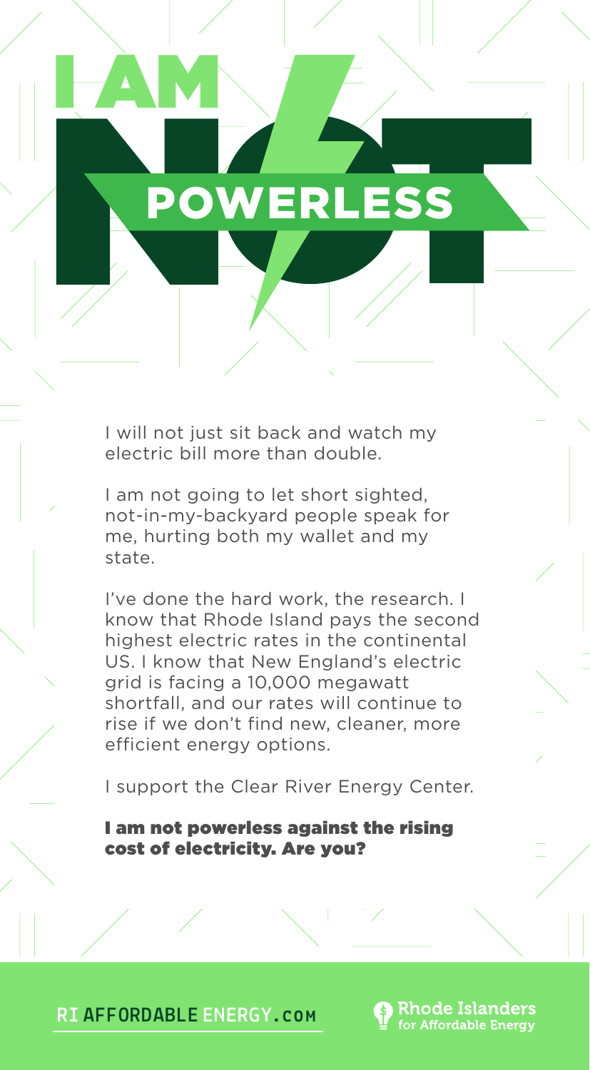# I AM NOT POWERLESS

I will not just sit back and watch my electric bill more than double.

I am not going to let short sighted, not-in-my-backyard people speak for me, hurting both my wallet and my state.

I've done the hard work, the research. I know that Rhode Island pays the second highest electric rates in the continental US. I know that New England's electric grid is facing a 10,000 megawatt shortfall, and our rates will continue to rise if we don't find new, cleaner, more efficient energy options.

I support the Clear River Energy Center.

**I am not powerless against the rising cost of electricity. Are you?**

RIAFFORDABLEENERGY.COM

Rhode Islanders for Affordable Energy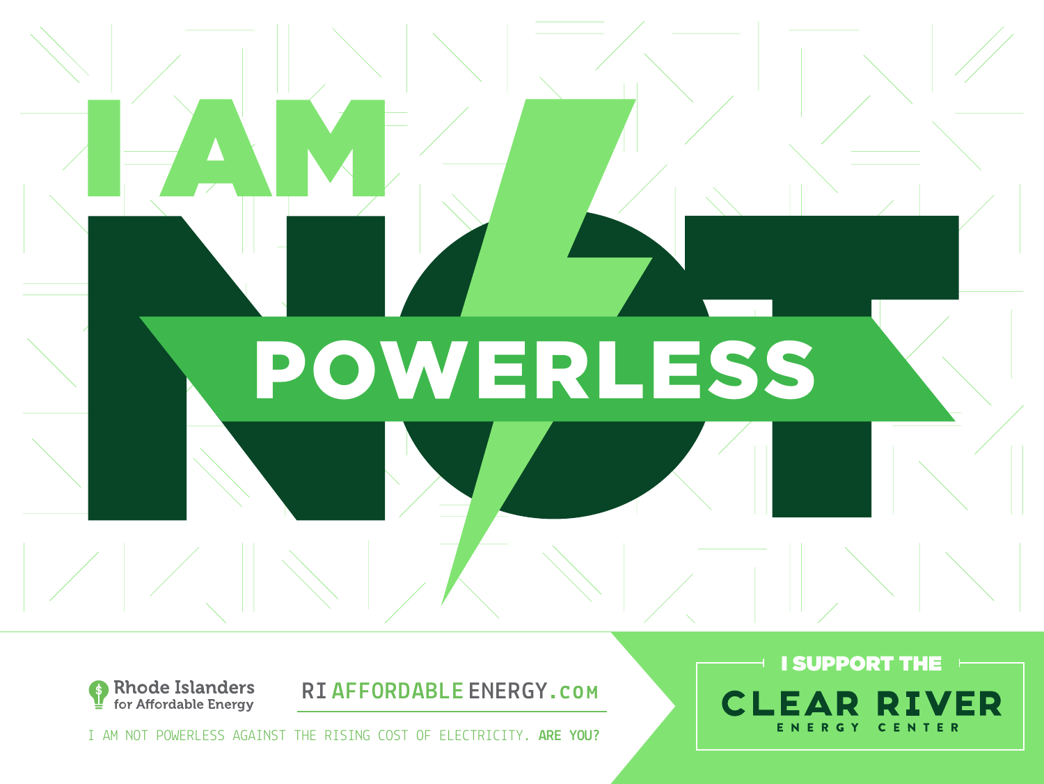# I AM NOT POWERLESS

Rhode Islanders for Affordable Energy

RIAFFORDABLEENERGY.com

I AM NOT POWERLESS AGAINST THE RISING COST OF ELECTRICITY. **ARE YOU?**

I SUPPORT THE

**CLEAR RIVER**

ENERGY CENTER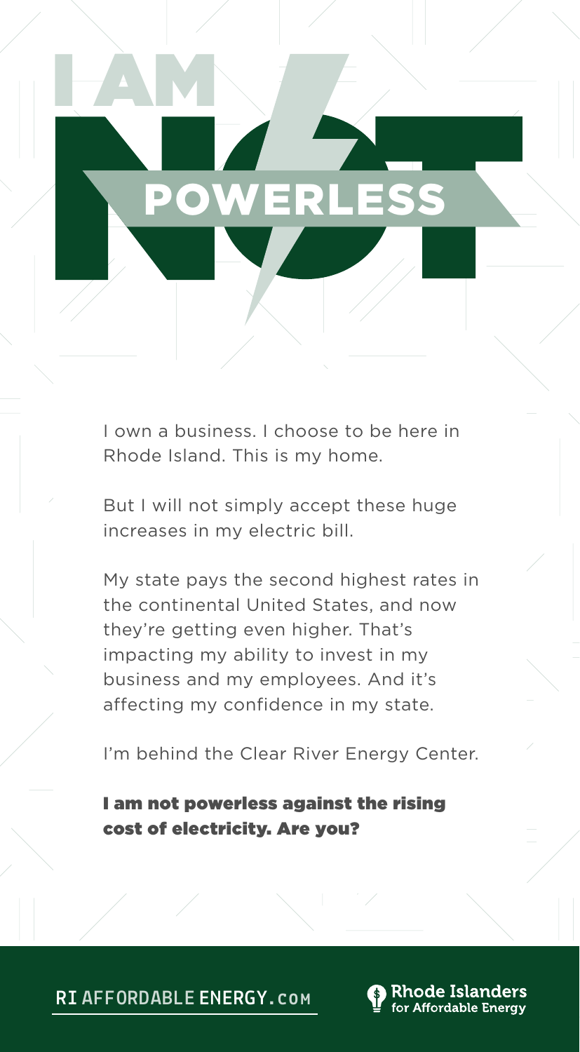# I AM NOT POWERLESS

I own a business. I choose to be here in Rhode Island. This is my home.

But I will not simply accept these huge increases in my electric bill.

My state pays the second highest rates in the continental United States, and now they're getting even higher. That's impacting my ability to invest in my business and my employees. And it's affecting my confidence in my state.

I'm behind the Clear River Energy Center.

**I am not powerless against the rising cost of electricity. Are you?**

RI AFFORDABLE ENERGY.COM

Rhode Islanders for Affordable Energy